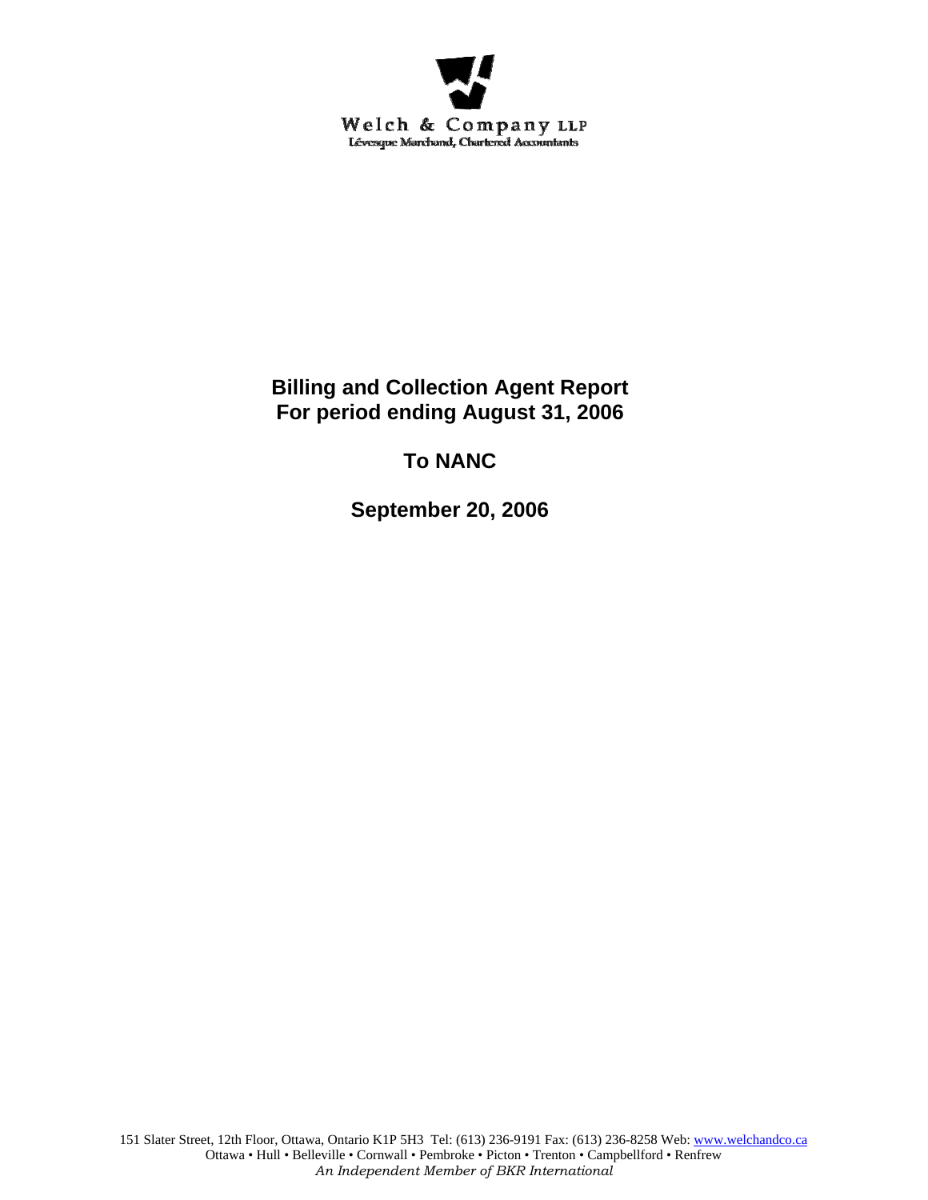Welch & Company LLP
Lévesque Marchand, Chartered Accountants

# Billing and Collection Agent Report
# For period ending August 31, 2006

## To NANC

## September 20, 2006

151 Slater Street, 12th Floor, Ottawa, Ontario K1P 5H3 Tel: (613) 236-9191 Fax: (613) 236-8258 Web: www.welchandco.ca
Ottawa • Hull • Belleville • Cornwall • Pembroke • Picton • Trenton • Campbellford • Renfrew
*An Independent Member of BKR International*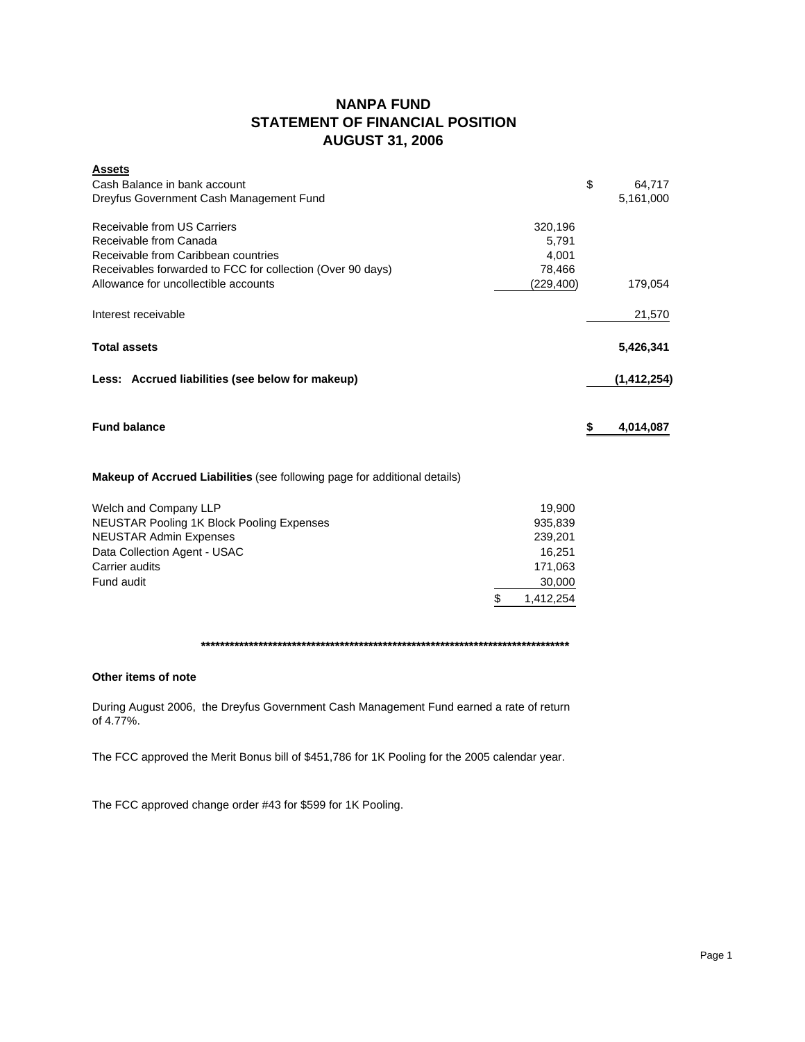# NANPA FUND
## STATEMENT OF FINANCIAL POSITION
## AUGUST 31, 2006

| **Assets** | | |
|---|---|---|
| Cash Balance in bank account | | $ 64,717 |
| Dreyfus Government Cash Management Fund | | 5,161,000 |
| | | |
| Receivable from US Carriers | 320,196 | |
| Receivable from Canada | 5,791 | |
| Receivable from Caribbean countries | 4,001 | |
| Receivables forwarded to FCC for collection (Over 90 days) | 78,466 | |
| Allowance for uncollectible accounts | (229,400) | 179,054 |
| | | |
| Interest receivable | | 21,570 |
| | | |
| **Total assets** | | **5,426,341** |
| | | |
| **Less: Accrued liabilities (see below for makeup)** | | **(1,412,254)** |
| | | |
| **Fund balance** | | **$ 4,014,087** |

**Makeup of Accrued Liabilities** (see following page for additional details)

| | |
|---|---|
| Welch and Company LLP | 19,900 |
| NEUSTAR Pooling 1K Block Pooling Expenses | 935,839 |
| NEUSTAR Admin Expenses | 239,201 |
| Data Collection Agent - USAC | 16,251 |
| Carrier audits | 171,063 |
| Fund audit | 30,000 |
| | $ 1,412,254 |

************************************************************************************

**Other items of note**

During August 2006, the Dreyfus Government Cash Management Fund earned a rate of return of 4.77%.

The FCC approved the Merit Bonus bill of $451,786 for 1K Pooling for the 2005 calendar year.

The FCC approved change order #43 for $599 for 1K Pooling.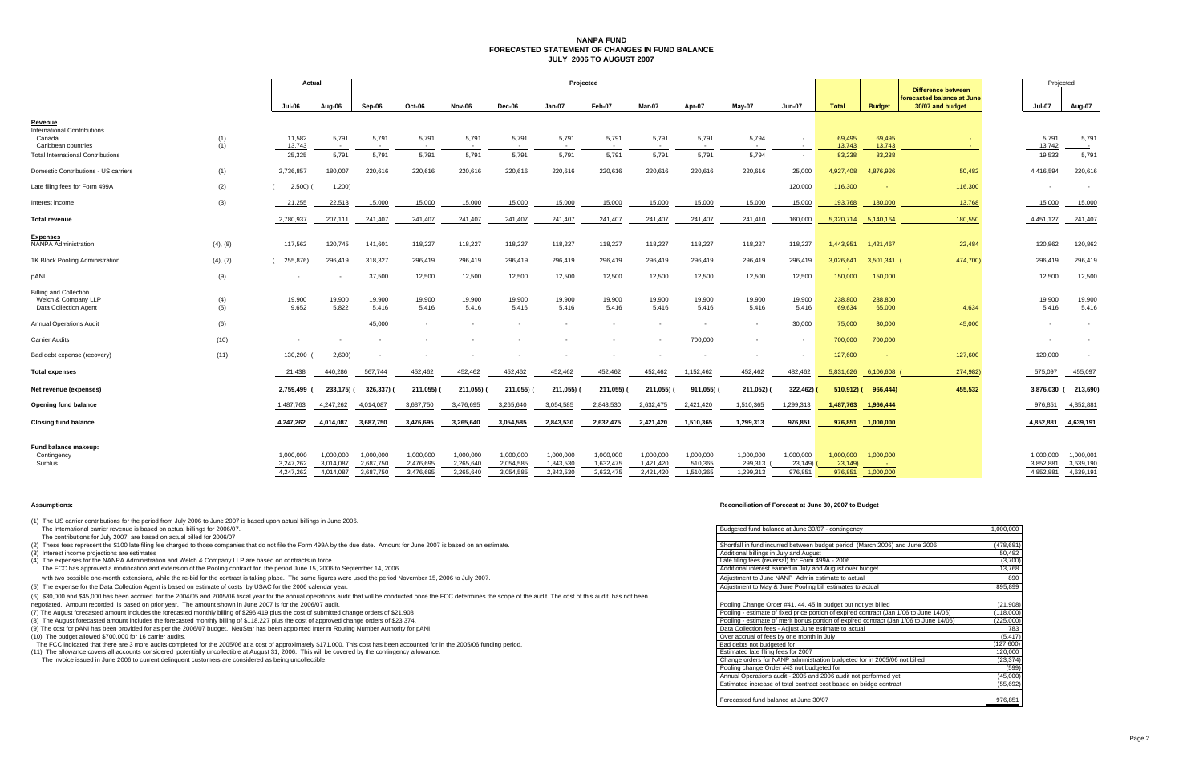# NANPA FUND
## FORECASTED STATEMENT OF CHANGES IN FUND BALANCE
### JULY 2006 TO AUGUST 2007

| | | Actual | | Projected | | | | | | | | | | | | | Difference between forecasted balance at June 30/07 and budget | Projected | |
|---|---|---|---|---|---|---|---|---|---|---|---|---|---|---|---|---|---|---|---|
| | | Jul-06 | Aug-06 | Sep-06 | Oct-06 | Nov-06 | Dec-06 | Jan-07 | Feb-07 | Mar-07 | Apr-07 | May-07 | Jun-07 | Total | Budget | | | Jul-07 | Aug-07 |
| **Revenue** | | | | | | | | | | | | | | | | | | | |
| International Contributions | | | | | | | | | | | | | | | | | | | |
| Canada | (1) | 11,582 | 5,791 | 5,791 | 5,791 | 5,791 | 5,791 | 5,791 | 5,791 | 5,791 | 5,791 | 5,794 | - | 69,495 | 69,495 | | - | 5,791 | 5,791 |
| Caribbean countries | (1) | 13,743 | - | - | - | - | - | - | - | - | - | - | - | 13,743 | 13,743 | | - | 13,742 | - |
| Total International Contributions | | 25,325 | 5,791 | 5,791 | 5,791 | 5,791 | 5,791 | 5,791 | 5,791 | 5,791 | 5,791 | 5,794 | - | 83,238 | 83,238 | | | 19,533 | 5,791 |
| Domestic Contributions - US carriers | (1) | 2,736,857 | 180,007 | 220,616 | 220,616 | 220,616 | 220,616 | 220,616 | 220,616 | 220,616 | 220,616 | 220,616 | 25,000 | 4,927,408 | 4,876,926 | | 50,482 | 4,416,594 | 220,616 |
| Late filing fees for Form 499A | (2) | (2,500) | (1,200) | | | | | | | | | | 120,000 | 116,300 | - | | 116,300 | - | - |
| Interest income | (3) | 21,255 | 22,513 | 15,000 | 15,000 | 15,000 | 15,000 | 15,000 | 15,000 | 15,000 | 15,000 | 15,000 | 15,000 | 193,768 | 180,000 | | 13,768 | 15,000 | 15,000 |
| **Total revenue** | | 2,780,937 | 207,111 | 241,407 | 241,407 | 241,407 | 241,407 | 241,407 | 241,407 | 241,407 | 241,407 | 241,410 | 160,000 | 5,320,714 | 5,140,164 | | 180,550 | 4,451,127 | 241,407 |
| **Expenses** | | | | | | | | | | | | | | | | | | | |
| NANPA Administration | (4), (8) | 117,562 | 120,745 | 141,601 | 118,227 | 118,227 | 118,227 | 118,227 | 118,227 | 118,227 | 118,227 | 118,227 | 118,227 | 1,443,951 | 1,421,467 | | 22,484 | 120,862 | 120,862 |
| 1K Block Pooling Administration | (4), (7) | (255,876) | 296,419 | 318,327 | 296,419 | 296,419 | 296,419 | 296,419 | 296,419 | 296,419 | 296,419 | 296,419 | 296,419 | 3,026,641 | 3,501,341 | | (474,700) | 296,419 | 296,419 |
| pANI | (9) | - | - | 37,500 | 12,500 | 12,500 | 12,500 | 12,500 | 12,500 | 12,500 | 12,500 | 12,500 | 12,500 | 150,000 | 150,000 | | | 12,500 | 12,500 |
| Billing and Collection | | | | | | | | | | | | | | | | | | | |
| Welch & Company LLP | (4) | 19,900 | 19,900 | 19,900 | 19,900 | 19,900 | 19,900 | 19,900 | 19,900 | 19,900 | 19,900 | 19,900 | 19,900 | 238,800 | 238,800 | | | 19,900 | 19,900 |
| Data Collection Agent | (5) | 9,652 | 5,822 | 5,416 | 5,416 | 5,416 | 5,416 | 5,416 | 5,416 | 5,416 | 5,416 | 5,416 | 5,416 | 69,634 | 65,000 | | 4,634 | 5,416 | 5,416 |
| Annual Operations Audit | (6) | | | 45,000 | - | - | - | - | - | - | - | - | 30,000 | 75,000 | 30,000 | | 45,000 | - | - |
| Carrier Audits | (10) | - | - | - | - | - | - | - | - | - | 700,000 | - | - | 700,000 | 700,000 | | | - | - |
| Bad debt expense (recovery) | (11) | 130,200 | (2,600) | - | - | - | - | - | - | - | - | - | - | 127,600 | - | | 127,600 | 120,000 | - |
| **Total expenses** | | 21,438 | 440,286 | 567,744 | 452,462 | 452,462 | 452,462 | 452,462 | 452,462 | 452,462 | 1,152,462 | 452,462 | 482,462 | 5,831,626 | 6,106,608 | | (274,982) | 575,097 | 455,097 |
| **Net revenue (expenses)** | | 2,759,499 | (233,175) | (326,337) | (211,055) | (211,055) | (211,055) | (211,055) | (211,055) | (211,055) | (911,055) | (211,052) | (322,462) | (510,912) | (966,444) | | 455,532 | 3,876,030 | (213,690) |
| **Opening fund balance** | | 1,487,763 | 4,247,262 | 4,014,087 | 3,687,750 | 3,476,695 | 3,265,640 | 3,054,585 | 2,843,530 | 2,632,475 | 2,421,420 | 1,510,365 | 1,299,313 | 1,487,763 | 1,966,444 | | | 976,851 | 4,852,881 |
| **Closing fund balance** | | 4,247,262 | 4,014,087 | 3,687,750 | 3,476,695 | 3,265,640 | 3,054,585 | 2,843,530 | 2,632,475 | 2,421,420 | 1,510,365 | 1,299,313 | 976,851 | 976,851 | 1,000,000 | | | 4,852,881 | 4,639,191 |
| **Fund balance makeup:** | | | | | | | | | | | | | | | | | | | |
| Contingency | | 1,000,000 | 1,000,000 | 1,000,000 | 1,000,000 | 1,000,000 | 1,000,000 | 1,000,000 | 1,000,000 | 1,000,000 | 1,000,000 | 1,000,000 | 1,000,000 | 1,000,000 | 1,000,000 | | | 1,000,000 | 1,000,001 |
| Surplus | | 3,247,262 | 3,014,087 | 2,687,750 | 2,476,695 | 2,265,640 | 2,054,585 | 1,843,530 | 1,632,475 | 1,421,420 | 510,365 | 299,313 | (23,149) | (23,149) | - | | | 3,852,881 | 3,639,190 |
| | | 4,247,262 | 4,014,087 | 3,687,750 | 3,476,695 | 3,265,640 | 3,054,585 | 2,843,530 | 2,632,475 | 2,421,420 | 1,510,365 | 1,299,313 | 976,851 | 976,851 | 1,000,000 | | | 4,852,881 | 4,639,191 |

**Assumptions:**

(1) The US carrier contributions for the period from July 2006 to June 2007 is based upon actual billings in June 2006.
The International carrier revenue is based on actual billings for 2006/07.
The contributions for July 2007 are based on actual billed for 2006/07

(2) These fees represent the $100 late filing fee charged to those companies that do not file the Form 499A by the due date. Amount for June 2007 is based on an estimate.

(3) Interest income projections are estimates

(4) The expenses for the NANPA Administration and Welch & Company LLP are based on contracts in force.
The FCC has approved a modification and extension of the Pooling contract for the period June 15, 2006 to September 14, 2006
with two possible one-month extensions, while the re-bid for the contract is taking place. The same figures were used the period November 15, 2006 to July 2007.

(5) The expense for the Data Collection Agent is based on estimate of costs by USAC for the 2006 calendar year.

(6) $30,000 and $45,000 has been accrued for the 2004/05 and 2005/06 fiscal year for the annual operations audit that will be conducted once the FCC determines the scope of the audit. The cost of this audit has not been negotiated. Amount recorded is based on prior year. The amount shown in June 2007 is for the 2006/07 audit.

(7) The August forecasted amount includes the forecasted monthly billing of $296,419 plus the cost of submitted change orders of $21,908

(8) The August forecasted amount includes the forecasted monthly billing of $118,227 plus the cost of approved change orders of $23,374.

(9) The cost for pANI has been provided for as per the 2006/07 budget. NeuStar has been appointed Interim Routing Number Authority for pANI.

(10) The budget allowed $700,000 for 16 carrier audits.
The FCC indicated that there are 3 more audits completed for the 2005/06 at a cost of approximately $171,000. This cost has been accounted for in the 2005/06 funding period.

(11) The allowance covers all accounts considered potentially uncollectible at August 31, 2006. This will be covered by the contingency allowance.
The invoice issued in June 2006 to current delinquent customers are considered as being uncollectible.

**Reconciliation of Forecast at June 30, 2007 to Budget**

| | |
|---|---|
| Budgeted fund balance at June 30/07 - contingency | 1,000,000 |
| Shortfall in fund incurred between budget period (March 2006) and June 2006 | (478,681) |
| Additional billings in July and August | 50,482 |
| Late filing fees (reversal) for Form 499A - 2006 | (3,700) |
| Additional interest earned in July and August over budget | 13,768 |
| Adjustment to June NANP Admin estimate to actual | 890 |
| Adjustment to May & June Pooling bill estimates to actual | 895,899 |
| Pooling Change Order #41, 44, 45 in budget but not yet billed | (21,908) |
| Pooling - estimate of fixed price portion of expired contract (Jan 1/06 to June 14/06) | (118,000) |
| Pooling - estimate of merit bonus portion of expired contract (Jan 1/06 to June 14/06) | (225,000) |
| Data Collection fees - Adjust June estimate to actual | 783 |
| Over accrual of fees by one month in July | (5,417) |
| Bad debts not budgeted for | (127,600) |
| Estimated late filing fees for 2007 | 120,000 |
| Change orders for NANP administration budgeted for in 2005/06 not billed | (23,374) |
| Pooling change Order #43 not budgeted for | (599) |
| Annual Operations audit - 2005 and 2006 audit not performed yet | (45,000) |
| Estimated increase of total contract cost based on bridge contract | (55,692) |
| Forecasted fund balance at June 30/07 | 976,851 |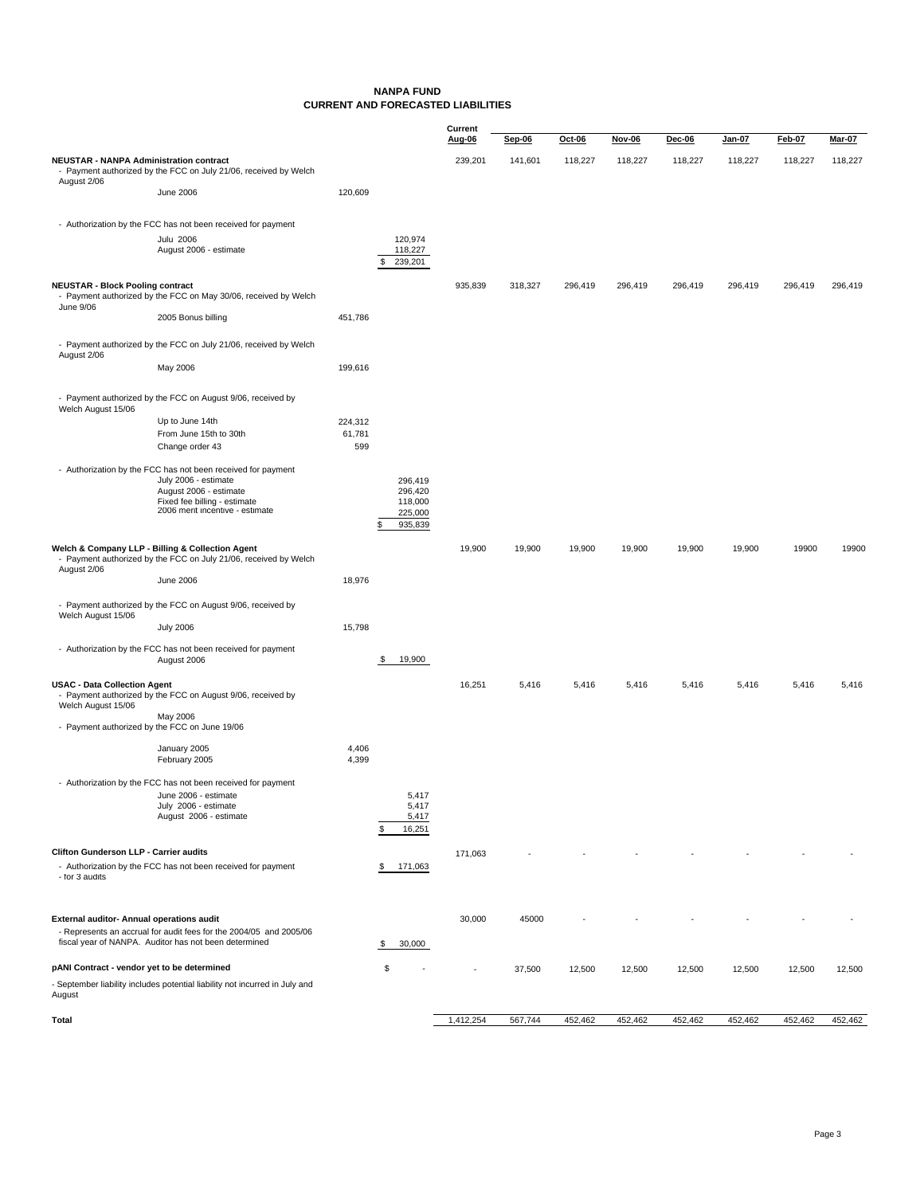# NANPA FUND
## CURRENT AND FORECASTED LIABILITIES

| | | | | Current Aug-06 | Sep-06 | Oct-06 | Nov-06 | Dec-06 | Jan-07 | Feb-07 | Mar-07 |
|---|---|---|---|---|---|---|---|---|---|---|---|
| **NEUSTAR - NANPA Administration contract** | | | | 239,201 | 141,601 | 118,227 | 118,227 | 118,227 | 118,227 | 118,227 | 118,227 |
| - Payment authorized by the FCC on July 21/06, received by Welch August 2/06 | | | | | | | | | | | |
| | June 2006 | 120,609 | | | | | | | | | |
| - Authorization by the FCC has not been received for payment | | | | | | | | | | | |
| | Julu 2006 | | 120,974 | | | | | | | | |
| | August 2006 - estimate | | 118,227 | | | | | | | | |
| | | | $ 239,201 | | | | | | | | |
| **NEUSTAR - Block Pooling contract** | | | | 935,839 | 318,327 | 296,419 | 296,419 | 296,419 | 296,419 | 296,419 | 296,419 |
| - Payment authorized by the FCC on May 30/06, received by Welch June 9/06 | | | | | | | | | | | |
| | 2005 Bonus billing | 451,786 | | | | | | | | | |
| - Payment authorized by the FCC on July 21/06, received by Welch August 2/06 | | | | | | | | | | | |
| | May 2006 | 199,616 | | | | | | | | | |
| - Payment authorized by the FCC on August 9/06, received by Welch August 15/06 | | | | | | | | | | | |
| | Up to June 14th | 224,312 | | | | | | | | | |
| | From June 15th to 30th | 61,781 | | | | | | | | | |
| | Change order 43 | 599 | | | | | | | | | |
| - Authorization by the FCC has not been received for payment | | | | | | | | | | | |
| | July 2006 - estimate | | 296,419 | | | | | | | | |
| | August 2006 - estimate | | 296,420 | | | | | | | | |
| | Fixed fee billing - estimate | | 118,000 | | | | | | | | |
| | 2006 merit incentive - estimate | | 225,000 | | | | | | | | |
| | | | $ 935,839 | | | | | | | | |
| **Welch & Company LLP - Billing & Collection Agent** | | | | 19,900 | 19,900 | 19,900 | 19,900 | 19,900 | 19,900 | 19900 | 19900 |
| - Payment authorized by the FCC on July 21/06, received by Welch August 2/06 | | | | | | | | | | | |
| | June 2006 | 18,976 | | | | | | | | | |
| - Payment authorized by the FCC on August 9/06, received by Welch August 15/06 | | | | | | | | | | | |
| | July 2006 | 15,798 | | | | | | | | | |
| - Authorization by the FCC has not been received for payment | | | | | | | | | | | |
| | August 2006 | | $ 19,900 | | | | | | | | |
| **USAC - Data Collection Agent** | | | | 16,251 | 5,416 | 5,416 | 5,416 | 5,416 | 5,416 | 5,416 | 5,416 |
| - Payment authorized by the FCC on August 9/06, received by Welch August 15/06 | | | | | | | | | | | |
| | May 2006 | | | | | | | | | | |
| - Payment authorized by the FCC on June 19/06 | | | | | | | | | | | |
| | January 2005 | 4,406 | | | | | | | | | |
| | February 2005 | 4,399 | | | | | | | | | |
| - Authorization by the FCC has not been received for payment | | | | | | | | | | | |
| | June 2006 - estimate | | 5,417 | | | | | | | | |
| | July 2006 - estimate | | 5,417 | | | | | | | | |
| | August 2006 - estimate | | 5,417 | | | | | | | | |
| | | | $ 16,251 | | | | | | | | |
| **Clifton Gunderson LLP - Carrier audits** | | | | 171,063 | - | - | - | - | - | - | - |
| - Authorization by the FCC has not been received for payment - for 3 audits | | | $ 171,063 | | | | | | | | |
| **External auditor- Annual operations audit** | | | | 30,000 | 45000 | - | - | - | - | - | - |
| - Represents an accrual for audit fees for the 2004/05 and 2005/06 fiscal year of NANPA. Auditor has not been determined | | | $ 30,000 | | | | | | | | |
| **pANI Contract - vendor yet to be determined** | | | $ - | - | 37,500 | 12,500 | 12,500 | 12,500 | 12,500 | 12,500 | 12,500 |
| - September liability includes potential liability not incurred in July and August | | | | | | | | | | | |
| **Total** | | | | 1,412,254 | 567,744 | 452,462 | 452,462 | 452,462 | 452,462 | 452,462 | 452,462 |